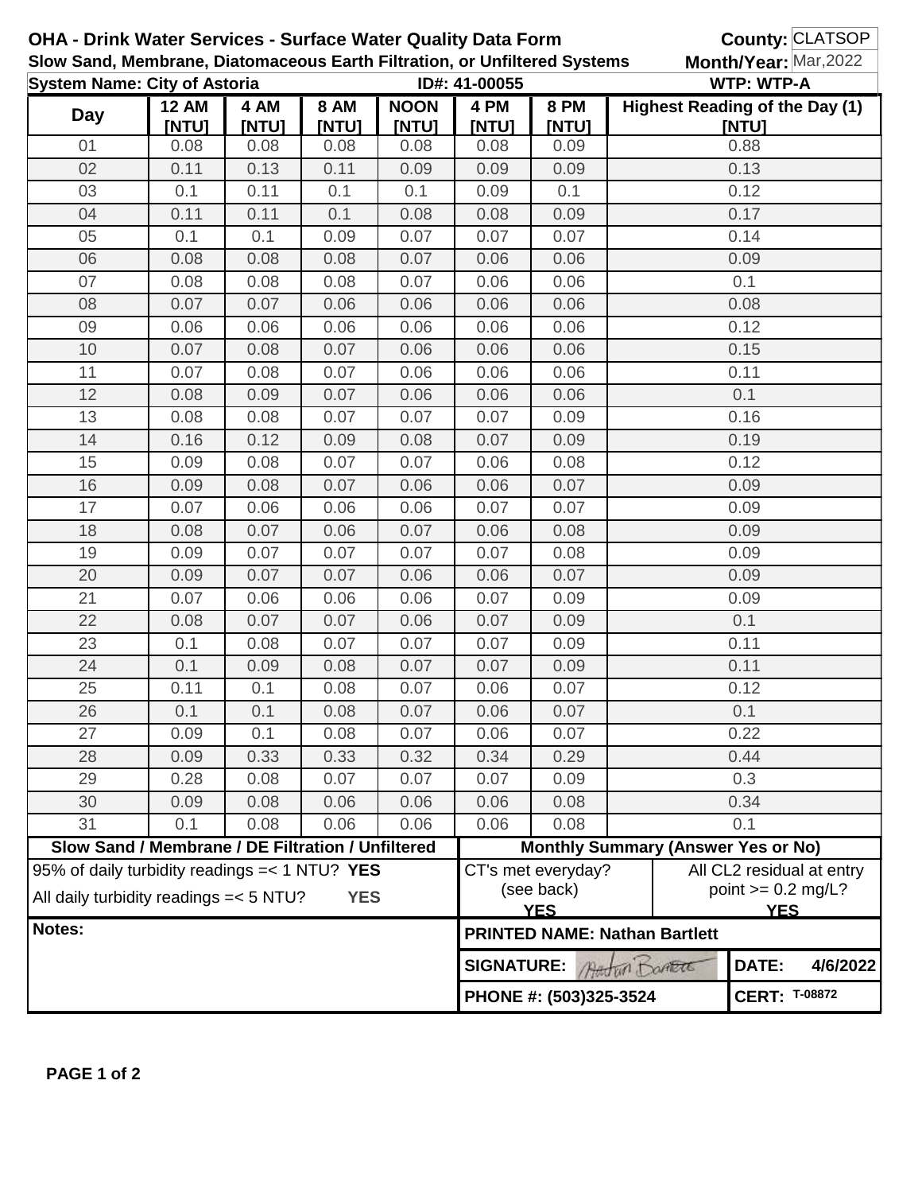**OHA - Drink Water Services - Surface Water Quality Data Form**

**Slow Sand, Membrane, Diatomaceous Earth Filtration, or Unfiltered Systems**

**County:** CLATSOP

**Month/Year:** Mar,2022

**System Name: City of Astoria** **ID#: 41-00055** **WTP: WTP-A**

| Day | 12 AM [NTU] | 4 AM [NTU] | 8 AM [NTU] | NOON [NTU] | 4 PM [NTU] | 8 PM [NTU] | Highest Reading of the Day (1) [NTU] |
|---|---|---|---|---|---|---|---|
| 01 | 0.08 | 0.08 | 0.08 | 0.08 | 0.08 | 0.09 | 0.88 |
| 02 | 0.11 | 0.13 | 0.11 | 0.09 | 0.09 | 0.09 | 0.13 |
| 03 | 0.1 | 0.11 | 0.1 | 0.1 | 0.09 | 0.1 | 0.12 |
| 04 | 0.11 | 0.11 | 0.1 | 0.08 | 0.08 | 0.09 | 0.17 |
| 05 | 0.1 | 0.1 | 0.09 | 0.07 | 0.07 | 0.07 | 0.14 |
| 06 | 0.08 | 0.08 | 0.08 | 0.07 | 0.06 | 0.06 | 0.09 |
| 07 | 0.08 | 0.08 | 0.08 | 0.07 | 0.06 | 0.06 | 0.1 |
| 08 | 0.07 | 0.07 | 0.06 | 0.06 | 0.06 | 0.06 | 0.08 |
| 09 | 0.06 | 0.06 | 0.06 | 0.06 | 0.06 | 0.06 | 0.12 |
| 10 | 0.07 | 0.08 | 0.07 | 0.06 | 0.06 | 0.06 | 0.15 |
| 11 | 0.07 | 0.08 | 0.07 | 0.06 | 0.06 | 0.06 | 0.11 |
| 12 | 0.08 | 0.09 | 0.07 | 0.06 | 0.06 | 0.06 | 0.1 |
| 13 | 0.08 | 0.08 | 0.07 | 0.07 | 0.07 | 0.09 | 0.16 |
| 14 | 0.16 | 0.12 | 0.09 | 0.08 | 0.07 | 0.09 | 0.19 |
| 15 | 0.09 | 0.08 | 0.07 | 0.07 | 0.06 | 0.08 | 0.12 |
| 16 | 0.09 | 0.08 | 0.07 | 0.06 | 0.06 | 0.07 | 0.09 |
| 17 | 0.07 | 0.06 | 0.06 | 0.06 | 0.07 | 0.07 | 0.09 |
| 18 | 0.08 | 0.07 | 0.06 | 0.07 | 0.06 | 0.08 | 0.09 |
| 19 | 0.09 | 0.07 | 0.07 | 0.07 | 0.07 | 0.08 | 0.09 |
| 20 | 0.09 | 0.07 | 0.07 | 0.06 | 0.06 | 0.07 | 0.09 |
| 21 | 0.07 | 0.06 | 0.06 | 0.06 | 0.07 | 0.09 | 0.09 |
| 22 | 0.08 | 0.07 | 0.07 | 0.06 | 0.07 | 0.09 | 0.1 |
| 23 | 0.1 | 0.08 | 0.07 | 0.07 | 0.07 | 0.09 | 0.11 |
| 24 | 0.1 | 0.09 | 0.08 | 0.07 | 0.07 | 0.09 | 0.11 |
| 25 | 0.11 | 0.1 | 0.08 | 0.07 | 0.06 | 0.07 | 0.12 |
| 26 | 0.1 | 0.1 | 0.08 | 0.07 | 0.06 | 0.07 | 0.1 |
| 27 | 0.09 | 0.1 | 0.08 | 0.07 | 0.06 | 0.07 | 0.22 |
| 28 | 0.09 | 0.33 | 0.33 | 0.32 | 0.34 | 0.29 | 0.44 |
| 29 | 0.28 | 0.08 | 0.07 | 0.07 | 0.07 | 0.09 | 0.3 |
| 30 | 0.09 | 0.08 | 0.06 | 0.06 | 0.06 | 0.08 | 0.34 |
| 31 | 0.1 | 0.08 | 0.06 | 0.06 | 0.06 | 0.08 | 0.1 |

| Slow Sand / Membrane / DE Filtration / Unfiltered | Monthly Summary (Answer Yes or No) | |
|---|---|---|
| 95% of daily turbidity readings =< 1 NTU? **YES** | CT's met everyday? (see back) **YES** | All CL2 residual at entry point >= 0.2 mg/L? **YES** |
| All daily turbidity readings =< 5 NTU? **YES** | | |

**Notes:**

**PRINTED NAME: Nathan Bartlett**

**SIGNATURE:** Nathan Bartlett **DATE:** 4/6/2022

**PHONE #: (503)325-3524** **CERT:** T-08872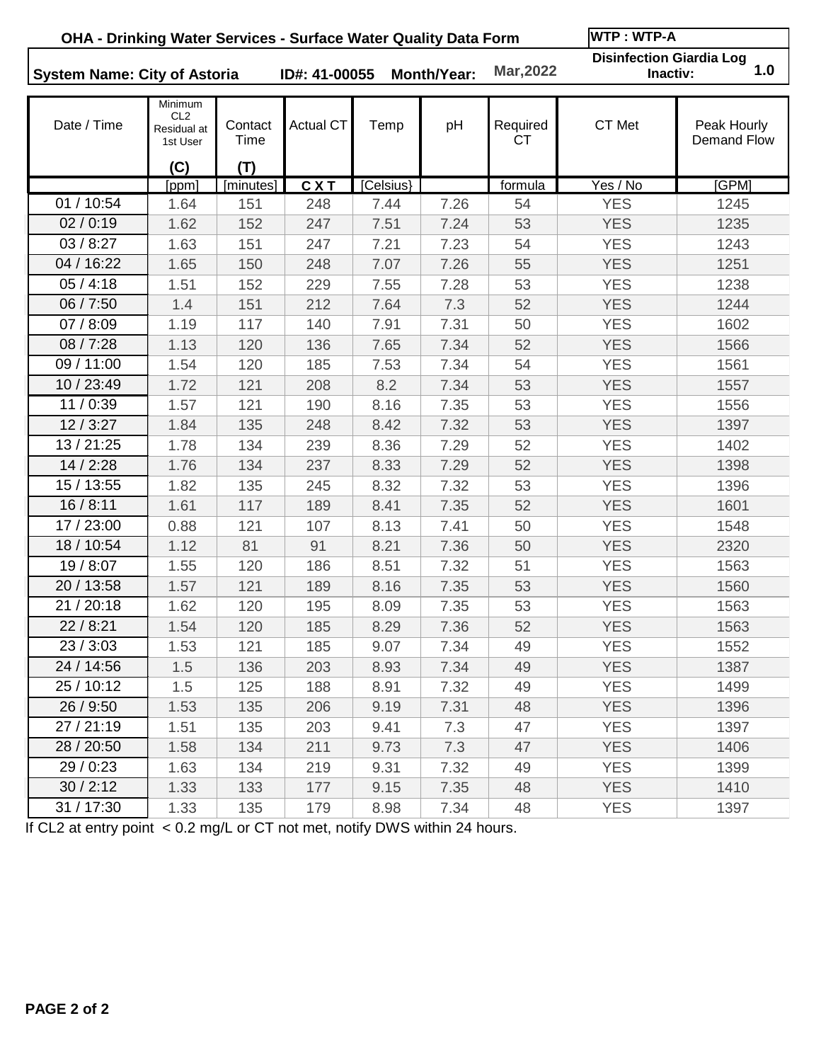**OHA - Drinking Water Services - Surface Water Quality Data Form**

**WTP : WTP-A**

**System Name: City of Astoria** **ID#: 41-00055** **Month/Year:** Mar,2022

**Disinfection Giardia Log Inactiv:** 1.0

| Date / Time | Minimum $CL_2$ Residual at 1st User (C) | Contact Time (T) | Actual CT | Temp | pH | Required CT | CT Met | Peak Hourly Demand Flow |
|---|---|---|---|---|---|---|---|---|
| | [ppm] | [minutes] | C X T | [Celsius} | | formula | Yes / No | [GPM] |
| 01 / 10:54 | 1.64 | 151 | 248 | 7.44 | 7.26 | 54 | YES | 1245 |
| 02 / 0:19 | 1.62 | 152 | 247 | 7.51 | 7.24 | 53 | YES | 1235 |
| 03 / 8:27 | 1.63 | 151 | 247 | 7.21 | 7.23 | 54 | YES | 1243 |
| 04 / 16:22 | 1.65 | 150 | 248 | 7.07 | 7.26 | 55 | YES | 1251 |
| 05 / 4:18 | 1.51 | 152 | 229 | 7.55 | 7.28 | 53 | YES | 1238 |
| 06 / 7:50 | 1.4 | 151 | 212 | 7.64 | 7.3 | 52 | YES | 1244 |
| 07 / 8:09 | 1.19 | 117 | 140 | 7.91 | 7.31 | 50 | YES | 1602 |
| 08 / 7:28 | 1.13 | 120 | 136 | 7.65 | 7.34 | 52 | YES | 1566 |
| 09 / 11:00 | 1.54 | 120 | 185 | 7.53 | 7.34 | 54 | YES | 1561 |
| 10 / 23:49 | 1.72 | 121 | 208 | 8.2 | 7.34 | 53 | YES | 1557 |
| 11 / 0:39 | 1.57 | 121 | 190 | 8.16 | 7.35 | 53 | YES | 1556 |
| 12 / 3:27 | 1.84 | 135 | 248 | 8.42 | 7.32 | 53 | YES | 1397 |
| 13 / 21:25 | 1.78 | 134 | 239 | 8.36 | 7.29 | 52 | YES | 1402 |
| 14 / 2:28 | 1.76 | 134 | 237 | 8.33 | 7.29 | 52 | YES | 1398 |
| 15 / 13:55 | 1.82 | 135 | 245 | 8.32 | 7.32 | 53 | YES | 1396 |
| 16 / 8:11 | 1.61 | 117 | 189 | 8.41 | 7.35 | 52 | YES | 1601 |
| 17 / 23:00 | 0.88 | 121 | 107 | 8.13 | 7.41 | 50 | YES | 1548 |
| 18 / 10:54 | 1.12 | 81 | 91 | 8.21 | 7.36 | 50 | YES | 2320 |
| 19 / 8:07 | 1.55 | 120 | 186 | 8.51 | 7.32 | 51 | YES | 1563 |
| 20 / 13:58 | 1.57 | 121 | 189 | 8.16 | 7.35 | 53 | YES | 1560 |
| 21 / 20:18 | 1.62 | 120 | 195 | 8.09 | 7.35 | 53 | YES | 1563 |
| 22 / 8:21 | 1.54 | 120 | 185 | 8.29 | 7.36 | 52 | YES | 1563 |
| 23 / 3:03 | 1.53 | 121 | 185 | 9.07 | 7.34 | 49 | YES | 1552 |
| 24 / 14:56 | 1.5 | 136 | 203 | 8.93 | 7.34 | 49 | YES | 1387 |
| 25 / 10:12 | 1.5 | 125 | 188 | 8.91 | 7.32 | 49 | YES | 1499 |
| 26 / 9:50 | 1.53 | 135 | 206 | 9.19 | 7.31 | 48 | YES | 1396 |
| 27 / 21:19 | 1.51 | 135 | 203 | 9.41 | 7.3 | 47 | YES | 1397 |
| 28 / 20:50 | 1.58 | 134 | 211 | 9.73 | 7.3 | 47 | YES | 1406 |
| 29 / 0:23 | 1.63 | 134 | 219 | 9.31 | 7.32 | 49 | YES | 1399 |
| 30 / 2:12 | 1.33 | 133 | 177 | 9.15 | 7.35 | 48 | YES | 1410 |
| 31 / 17:30 | 1.33 | 135 | 179 | 8.98 | 7.34 | 48 | YES | 1397 |

If $CL_2$ at entry point < 0.2 mg/L or CT not met, notify DWS within 24 hours.